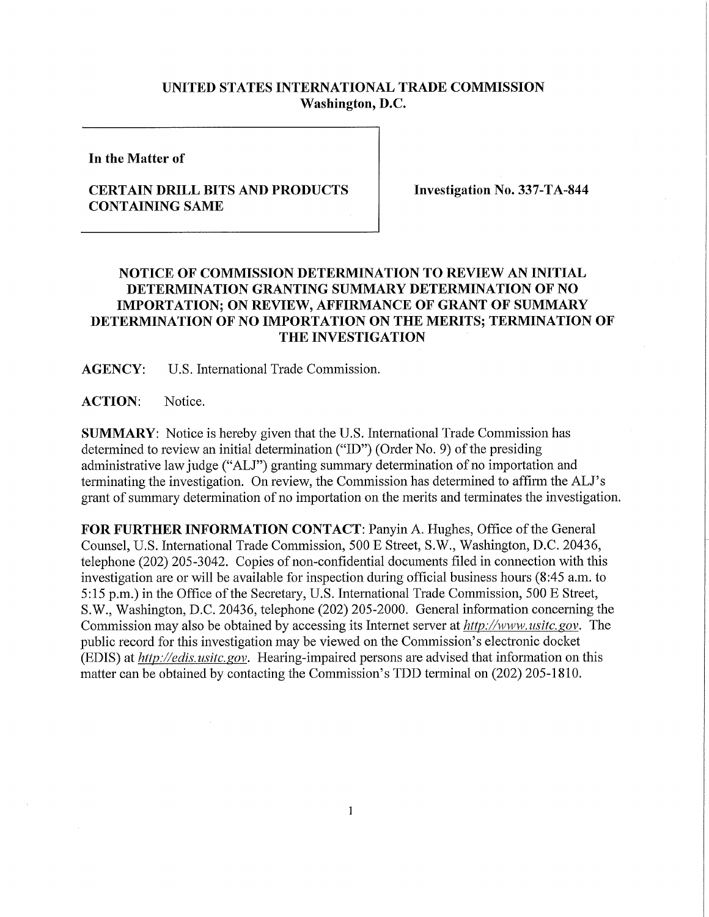**UNITED STATES INTERNATIONAL TRADE COMMISSION**
**Washington, D.C.**

**In the Matter of**

**CERTAIN DRILL BITS AND PRODUCTS CONTAINING SAME**

**Investigation No. 337-TA-844**

## NOTICE OF COMMISSION DETERMINATION TO REVIEW AN INITIAL DETERMINATION GRANTING SUMMARY DETERMINATION OF NO IMPORTATION; ON REVIEW, AFFIRMANCE OF GRANT OF SUMMARY DETERMINATION OF NO IMPORTATION ON THE MERITS; TERMINATION OF THE INVESTIGATION

**AGENCY**: U.S. International Trade Commission.

**ACTION**: Notice.

**SUMMARY**: Notice is hereby given that the U.S. International Trade Commission has determined to review an initial determination ("ID") (Order No. 9) of the presiding administrative law judge ("ALJ") granting summary determination of no importation and terminating the investigation. On review, the Commission has determined to affirm the ALJ's grant of summary determination of no importation on the merits and terminates the investigation.

**FOR FURTHER INFORMATION CONTACT**: Panyin A. Hughes, Office of the General Counsel, U.S. International Trade Commission, 500 E Street, S.W., Washington, D.C. 20436, telephone (202) 205-3042. Copies of non-confidential documents filed in connection with this investigation are or will be available for inspection during official business hours (8:45 a.m. to 5:15 p.m.) in the Office of the Secretary, U.S. International Trade Commission, 500 E Street, S.W., Washington, D.C. 20436, telephone (202) 205-2000. General information concerning the Commission may also be obtained by accessing its Internet server at *http://www.usitc.gov*. The public record for this investigation may be viewed on the Commission's electronic docket (EDIS) at *http://edis.usitc.gov*. Hearing-impaired persons are advised that information on this matter can be obtained by contacting the Commission's TDD terminal on (202) 205-1810.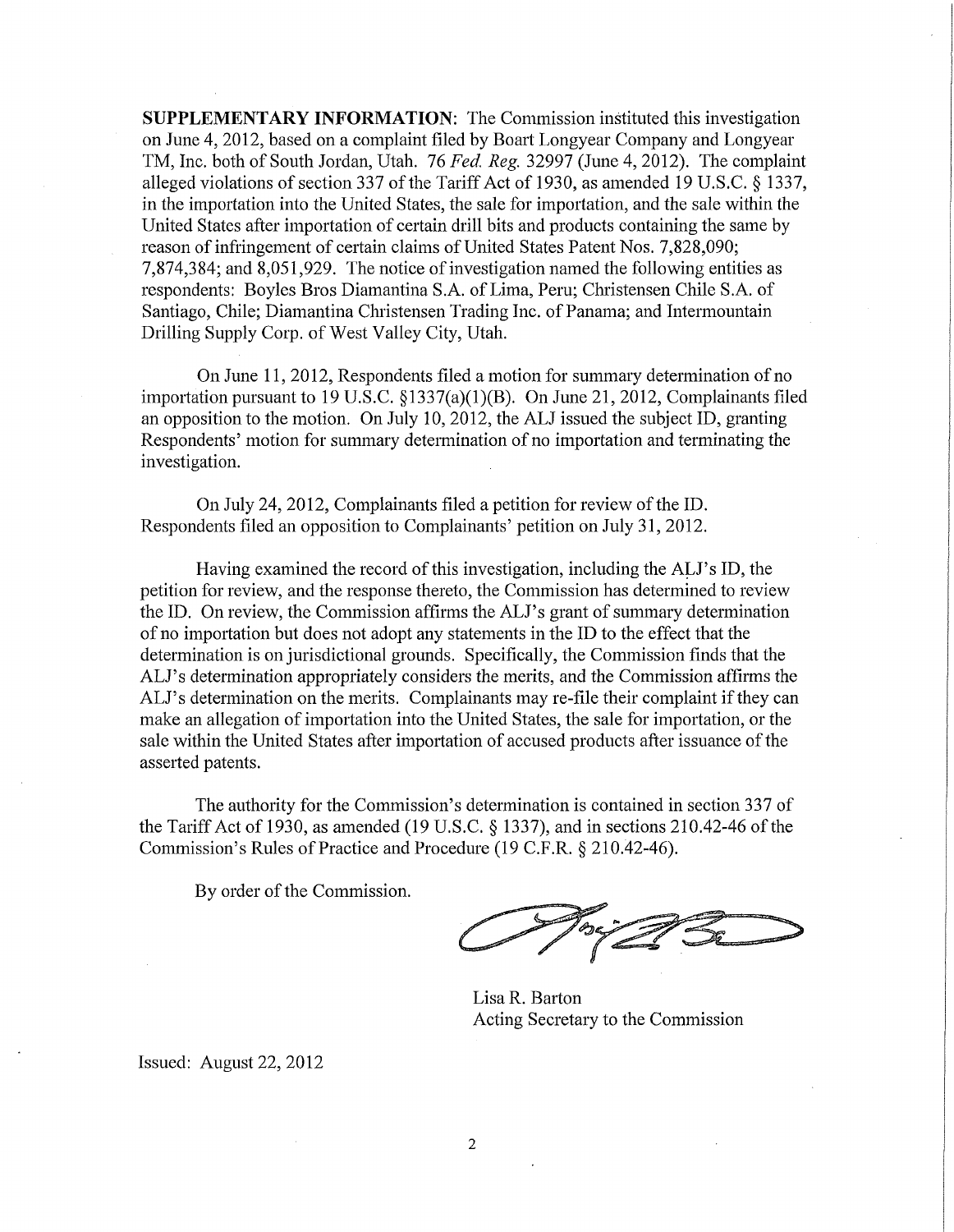**SUPPLEMENTARY INFORMATION**: The Commission instituted this investigation on June 4, 2012, based on a complaint filed by Boart Longyear Company and Longyear TM, Inc. both of South Jordan, Utah. 76 *Fed. Reg.* 32997 (June 4, 2012). The complaint alleged violations of section 337 of the Tariff Act of 1930, as amended 19 U.S.C. § 1337, in the importation into the United States, the sale for importation, and the sale within the United States after importation of certain drill bits and products containing the same by reason of infringement of certain claims of United States Patent Nos. 7,828,090; 7,874,384; and 8,051,929. The notice of investigation named the following entities as respondents: Boyles Bros Diamantina S.A. of Lima, Peru; Christensen Chile S.A. of Santiago, Chile; Diamantina Christensen Trading Inc. of Panama; and Intermountain Drilling Supply Corp. of West Valley City, Utah.

On June 11, 2012, Respondents filed a motion for summary determination of no importation pursuant to 19 U.S.C. §1337(a)(1)(B). On June 21, 2012, Complainants filed an opposition to the motion. On July 10, 2012, the ALJ issued the subject ID, granting Respondents' motion for summary determination of no importation and terminating the investigation.

On July 24, 2012, Complainants filed a petition for review of the ID. Respondents filed an opposition to Complainants' petition on July 31, 2012.

Having examined the record of this investigation, including the ALJ's ID, the petition for review, and the response thereto, the Commission has determined to review the ID. On review, the Commission affirms the ALJ's grant of summary determination of no importation but does not adopt any statements in the ID to the effect that the determination is on jurisdictional grounds. Specifically, the Commission finds that the ALJ's determination appropriately considers the merits, and the Commission affirms the ALJ's determination on the merits. Complainants may re-file their complaint if they can make an allegation of importation into the United States, the sale for importation, or the sale within the United States after importation of accused products after issuance of the asserted patents.

The authority for the Commission's determination is contained in section 337 of the Tariff Act of 1930, as amended (19 U.S.C. § 1337), and in sections 210.42-46 of the Commission's Rules of Practice and Procedure (19 C.F.R. § 210.42-46).

By order of the Commission.

Lisa R. Barton
Acting Secretary to the Commission

Issued: August 22, 2012